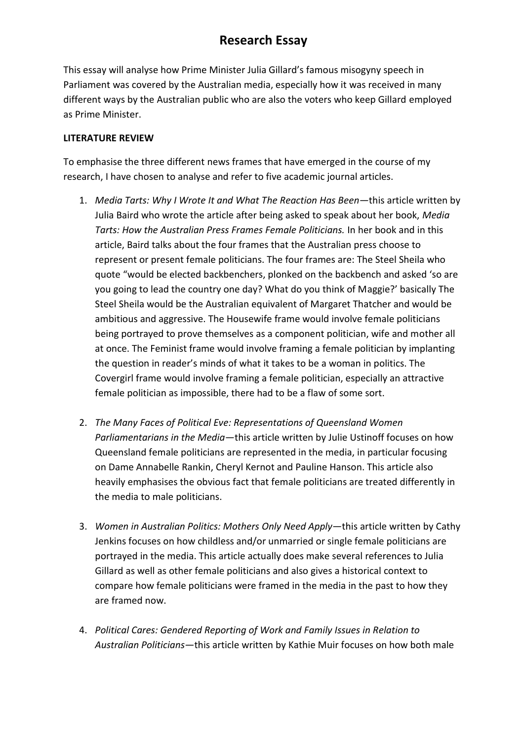# Research Essay

This essay will analyse how Prime Minister Julia Gillard's famous misogyny speech in Parliament was covered by the Australian media, especially how it was received in many different ways by the Australian public who are also the voters who keep Gillard employed as Prime Minister.

**LITERATURE REVIEW**

To emphasise the three different news frames that have emerged in the course of my research, I have chosen to analyse and refer to five academic journal articles.

1. *Media Tarts: Why I Wrote It and What The Reaction Has Been*—this article written by Julia Baird who wrote the article after being asked to speak about her book, *Media Tarts: How the Australian Press Frames Female Politicians.* In her book and in this article, Baird talks about the four frames that the Australian press choose to represent or present female politicians. The four frames are: The Steel Sheila who quote "would be elected backbenchers, plonked on the backbench and asked 'so are you going to lead the country one day? What do you think of Maggie?' basically The Steel Sheila would be the Australian equivalent of Margaret Thatcher and would be ambitious and aggressive. The Housewife frame would involve female politicians being portrayed to prove themselves as a component politician, wife and mother all at once. The Feminist frame would involve framing a female politician by implanting the question in reader's minds of what it takes to be a woman in politics. The Covergirl frame would involve framing a female politician, especially an attractive female politician as impossible, there had to be a flaw of some sort.

2. *The Many Faces of Political Eve: Representations of Queensland Women Parliamentarians in the Media*—this article written by Julie Ustinoff focuses on how Queensland female politicians are represented in the media, in particular focusing on Dame Annabelle Rankin, Cheryl Kernot and Pauline Hanson. This article also heavily emphasises the obvious fact that female politicians are treated differently in the media to male politicians.

3. *Women in Australian Politics: Mothers Only Need Apply*—this article written by Cathy Jenkins focuses on how childless and/or unmarried or single female politicians are portrayed in the media. This article actually does make several references to Julia Gillard as well as other female politicians and also gives a historical context to compare how female politicians were framed in the media in the past to how they are framed now.

4. *Political Cares: Gendered Reporting of Work and Family Issues in Relation to Australian Politicians*—this article written by Kathie Muir focuses on how both male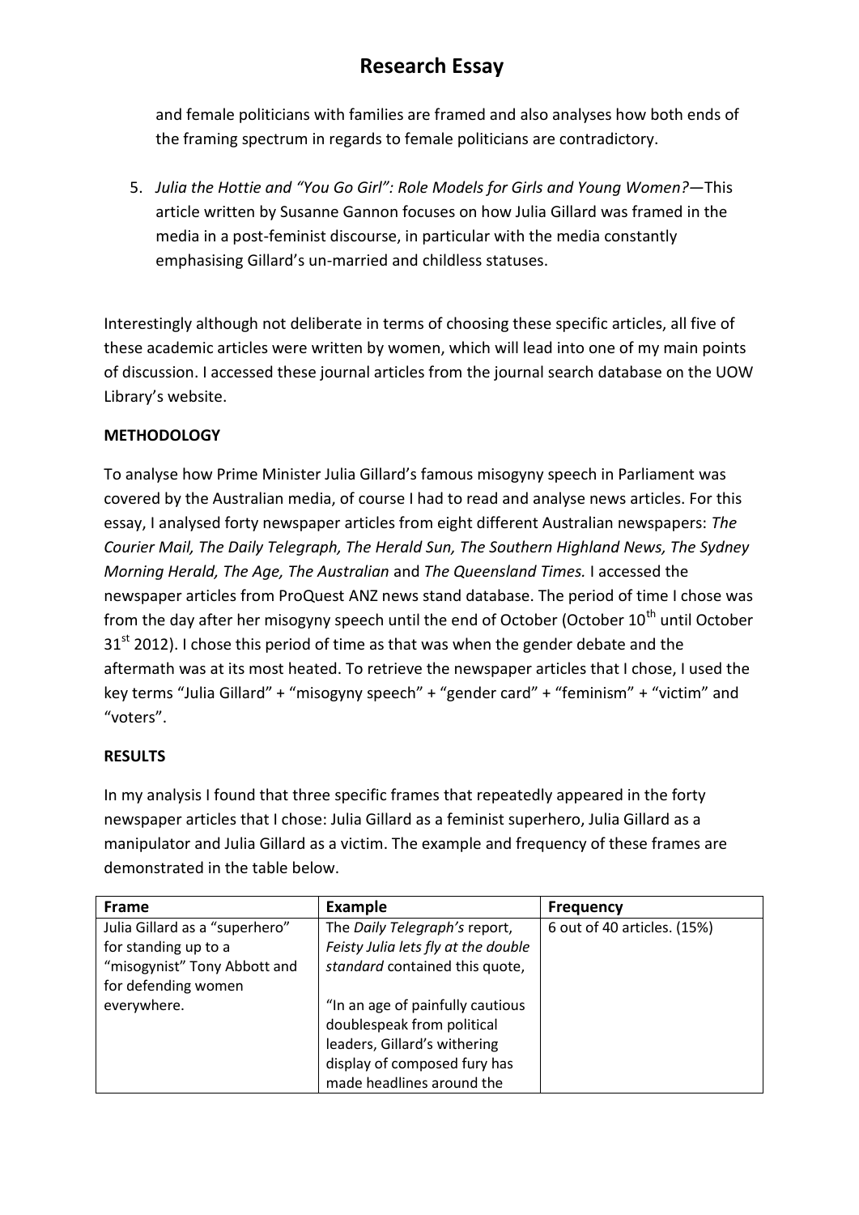and female politicians with families are framed and also analyses how both ends of the framing spectrum in regards to female politicians are contradictory.

5. *Julia the Hottie and "You Go Girl": Role Models for Girls and Young Women?*—This article written by Susanne Gannon focuses on how Julia Gillard was framed in the media in a post-feminist discourse, in particular with the media constantly emphasising Gillard's un-married and childless statuses.

Interestingly although not deliberate in terms of choosing these specific articles, all five of these academic articles were written by women, which will lead into one of my main points of discussion. I accessed these journal articles from the journal search database on the UOW Library's website.

**METHODOLOGY**

To analyse how Prime Minister Julia Gillard's famous misogyny speech in Parliament was covered by the Australian media, of course I had to read and analyse news articles. For this essay, I analysed forty newspaper articles from eight different Australian newspapers: *The Courier Mail, The Daily Telegraph, The Herald Sun, The Southern Highland News, The Sydney Morning Herald, The Age, The Australian* and *The Queensland Times.* I accessed the newspaper articles from ProQuest ANZ news stand database. The period of time I chose was from the day after her misogyny speech until the end of October (October 10th until October 31st 2012). I chose this period of time as that was when the gender debate and the aftermath was at its most heated. To retrieve the newspaper articles that I chose, I used the key terms "Julia Gillard" + "misogyny speech" + "gender card" + "feminism" + "victim" and "voters".

**RESULTS**

In my analysis I found that three specific frames that repeatedly appeared in the forty newspaper articles that I chose: Julia Gillard as a feminist superhero, Julia Gillard as a manipulator and Julia Gillard as a victim. The example and frequency of these frames are demonstrated in the table below.

| Frame | Example | Frequency |
|---|---|---|
| Julia Gillard as a "superhero" for standing up to a "misogynist" Tony Abbott and for defending women everywhere. | The *Daily Telegraph's* report, *Feisty Julia lets fly at the double standard* contained this quote,<br><br>"In an age of painfully cautious doublespeak from political leaders, Gillard's withering display of composed fury has made headlines around the | 6 out of 40 articles. (15%) |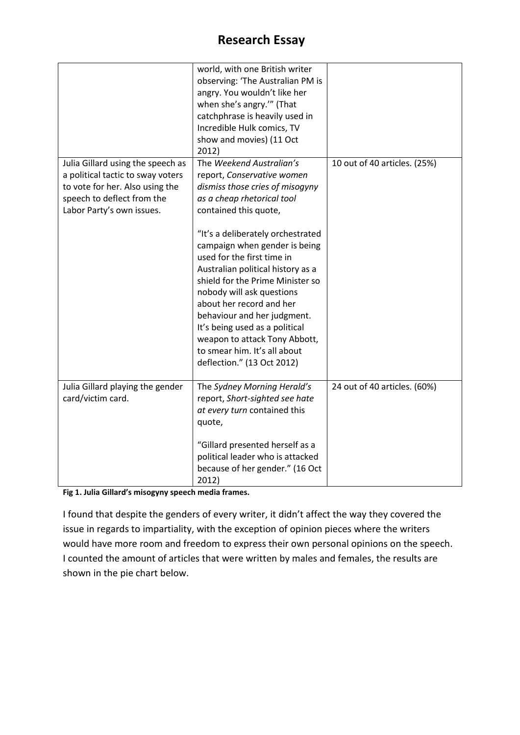| | | |
|---|---|---|
| | world, with one British writer observing: 'The Australian PM is angry. You wouldn't like her when she's angry.'" (That catchphrase is heavily used in Incredible Hulk comics, TV show and movies) (11 Oct 2012) | |
| Julia Gillard using the speech as a political tactic to sway voters to vote for her. Also using the speech to deflect from the Labor Party's own issues. | The *Weekend Australian's* report, *Conservative women dismiss those cries of misogyny as a cheap rhetorical tool* contained this quote,<br><br>"It's a deliberately orchestrated campaign when gender is being used for the first time in Australian political history as a shield for the Prime Minister so nobody will ask questions about her record and her behaviour and her judgment. It's being used as a political weapon to attack Tony Abbott, to smear him. It's all about deflection." (13 Oct 2012) | 10 out of 40 articles. (25%) |
| Julia Gillard playing the gender card/victim card. | The *Sydney Morning Herald's* report, *Short-sighted see hate at every turn* contained this quote,<br><br>"Gillard presented herself as a political leader who is attacked because of her gender." (16 Oct 2012) | 24 out of 40 articles. (60%) |

**Fig 1. Julia Gillard's misogyny speech media frames.**

I found that despite the genders of every writer, it didn't affect the way they covered the issue in regards to impartiality, with the exception of opinion pieces where the writers would have more room and freedom to express their own personal opinions on the speech. I counted the amount of articles that were written by males and females, the results are shown in the pie chart below.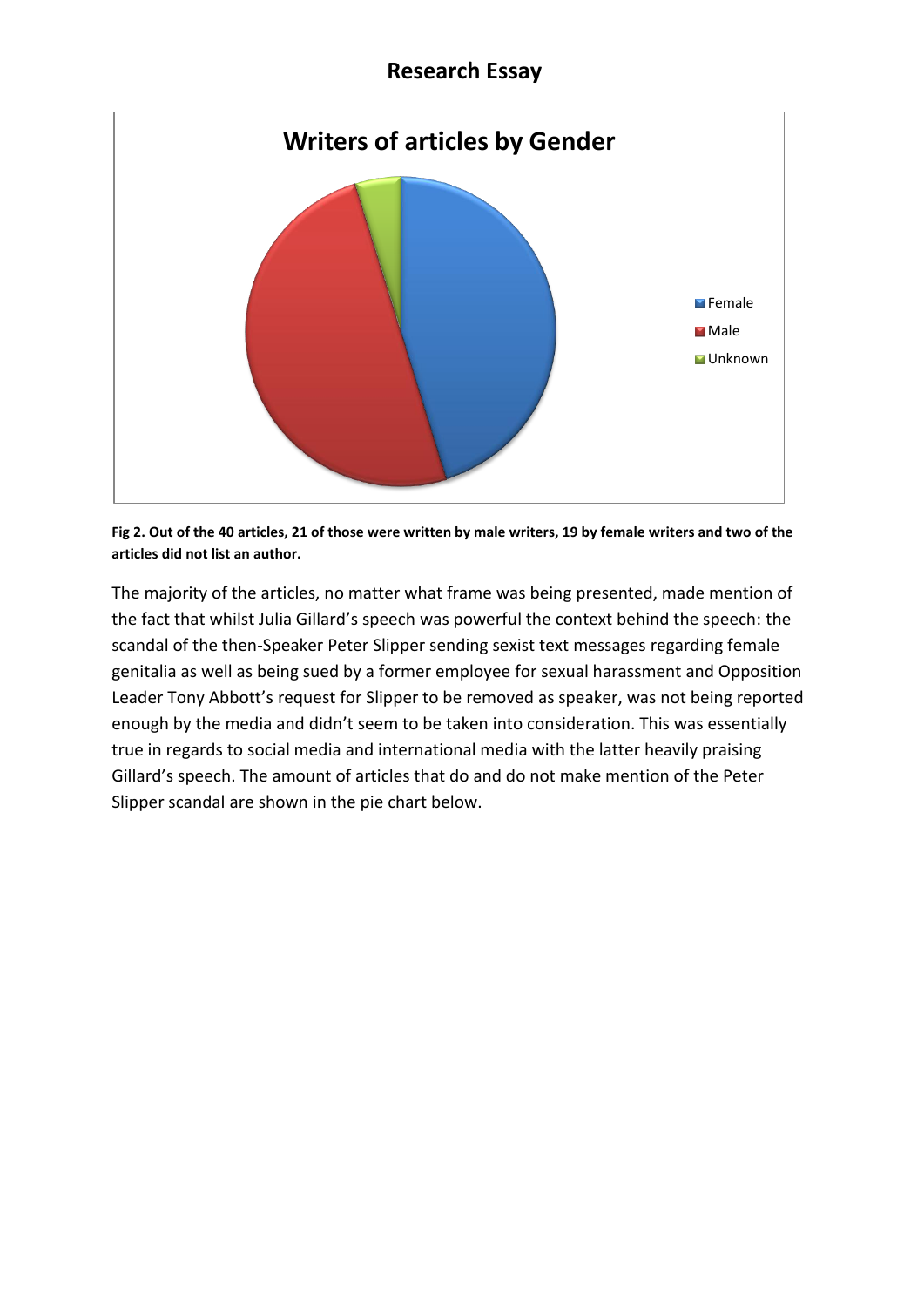**Fig 2. Out of the 40 articles, 21 of those were written by male writers, 19 by female writers and two of the articles did not list an author.**

The majority of the articles, no matter what frame was being presented, made mention of the fact that whilst Julia Gillard's speech was powerful the context behind the speech: the scandal of the then-Speaker Peter Slipper sending sexist text messages regarding female genitalia as well as being sued by a former employee for sexual harassment and Opposition Leader Tony Abbott's request for Slipper to be removed as speaker, was not being reported enough by the media and didn't seem to be taken into consideration. This was essentially true in regards to social media and international media with the latter heavily praising Gillard's speech. The amount of articles that do and do not make mention of the Peter Slipper scandal are shown in the pie chart below.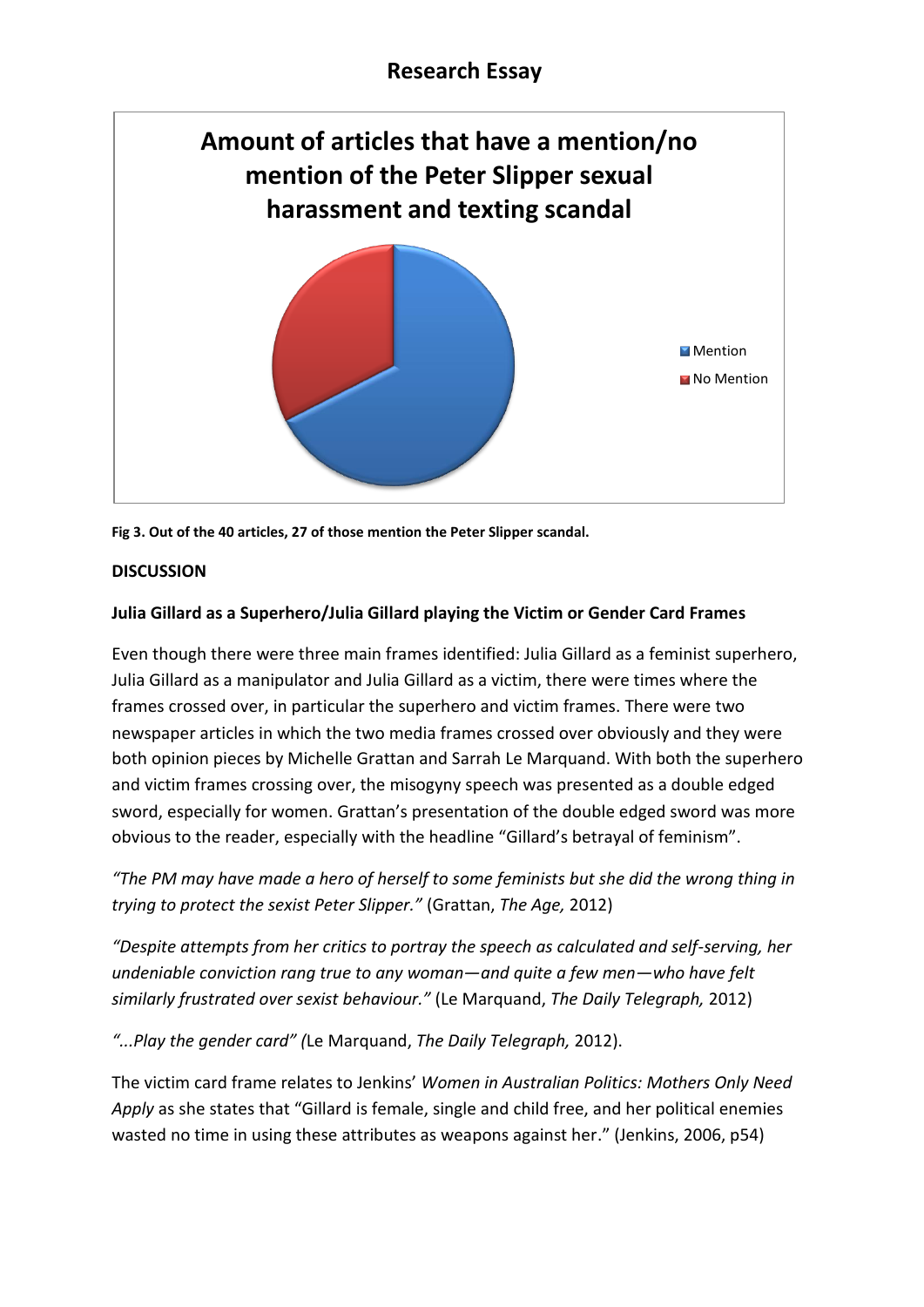## Research Essay

**Amount of articles that have a mention/no mention of the Peter Slipper sexual harassment and texting scandal**

- Mention
- No Mention

**Fig 3. Out of the 40 articles, 27 of those mention the Peter Slipper scandal.**

**DISCUSSION**

**Julia Gillard as a Superhero/Julia Gillard playing the Victim or Gender Card Frames**

Even though there were three main frames identified: Julia Gillard as a feminist superhero, Julia Gillard as a manipulator and Julia Gillard as a victim, there were times where the frames crossed over, in particular the superhero and victim frames. There were two newspaper articles in which the two media frames crossed over obviously and they were both opinion pieces by Michelle Grattan and Sarrah Le Marquand. With both the superhero and victim frames crossing over, the misogyny speech was presented as a double edged sword, especially for women. Grattan's presentation of the double edged sword was more obvious to the reader, especially with the headline "Gillard's betrayal of feminism".

*"The PM may have made a hero of herself to some feminists but she did the wrong thing in trying to protect the sexist Peter Slipper."* (Grattan, *The Age,* 2012)

*"Despite attempts from her critics to portray the speech as calculated and self-serving, her undeniable conviction rang true to any woman—and quite a few men—who have felt similarly frustrated over sexist behaviour."* (Le Marquand, *The Daily Telegraph,* 2012)

*"...Play the gender card" (*Le Marquand, *The Daily Telegraph,* 2012).

The victim card frame relates to Jenkins' *Women in Australian Politics: Mothers Only Need Apply* as she states that "Gillard is female, single and child free, and her political enemies wasted no time in using these attributes as weapons against her." (Jenkins, 2006, p54)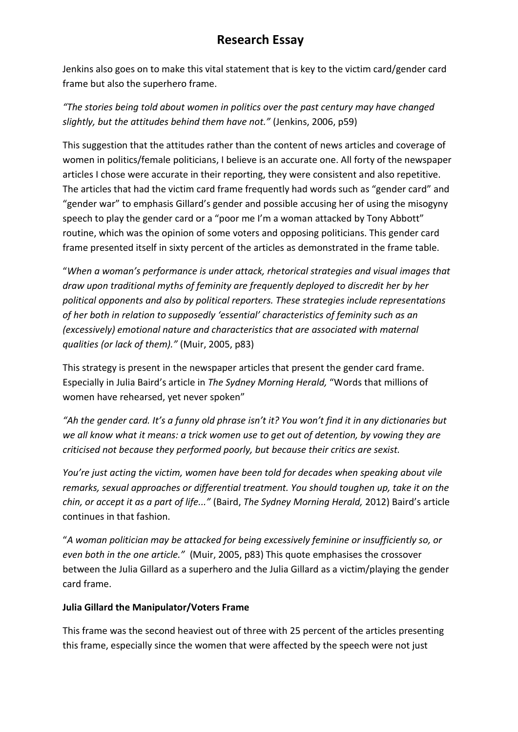# Research Essay

Jenkins also goes on to make this vital statement that is key to the victim card/gender card frame but also the superhero frame.

*"The stories being told about women in politics over the past century may have changed slightly, but the attitudes behind them have not."* (Jenkins, 2006, p59)

This suggestion that the attitudes rather than the content of news articles and coverage of women in politics/female politicians, I believe is an accurate one. All forty of the newspaper articles I chose were accurate in their reporting, they were consistent and also repetitive. The articles that had the victim card frame frequently had words such as "gender card" and "gender war" to emphasis Gillard's gender and possible accusing her of using the misogyny speech to play the gender card or a "poor me I'm a woman attacked by Tony Abbott" routine, which was the opinion of some voters and opposing politicians. This gender card frame presented itself in sixty percent of the articles as demonstrated in the frame table.

"*When a woman's performance is under attack, rhetorical strategies and visual images that draw upon traditional myths of feminity are frequently deployed to discredit her by her political opponents and also by political reporters. These strategies include representations of her both in relation to supposedly 'essential' characteristics of feminity such as an (excessively) emotional nature and characteristics that are associated with maternal qualities (or lack of them)."* (Muir, 2005, p83)

This strategy is present in the newspaper articles that present the gender card frame. Especially in Julia Baird's article in *The Sydney Morning Herald,* "Words that millions of women have rehearsed, yet never spoken"

*"Ah the gender card. It's a funny old phrase isn't it? You won't find it in any dictionaries but we all know what it means: a trick women use to get out of detention, by vowing they are criticised not because they performed poorly, but because their critics are sexist.*

*You're just acting the victim, women have been told for decades when speaking about vile remarks, sexual approaches or differential treatment. You should toughen up, take it on the chin, or accept it as a part of life..."* (Baird, *The Sydney Morning Herald,* 2012) Baird's article continues in that fashion.

"*A woman politician may be attacked for being excessively feminine or insufficiently so, or even both in the one article."* (Muir, 2005, p83) This quote emphasises the crossover between the Julia Gillard as a superhero and the Julia Gillard as a victim/playing the gender card frame.

**Julia Gillard the Manipulator/Voters Frame**

This frame was the second heaviest out of three with 25 percent of the articles presenting this frame, especially since the women that were affected by the speech were not just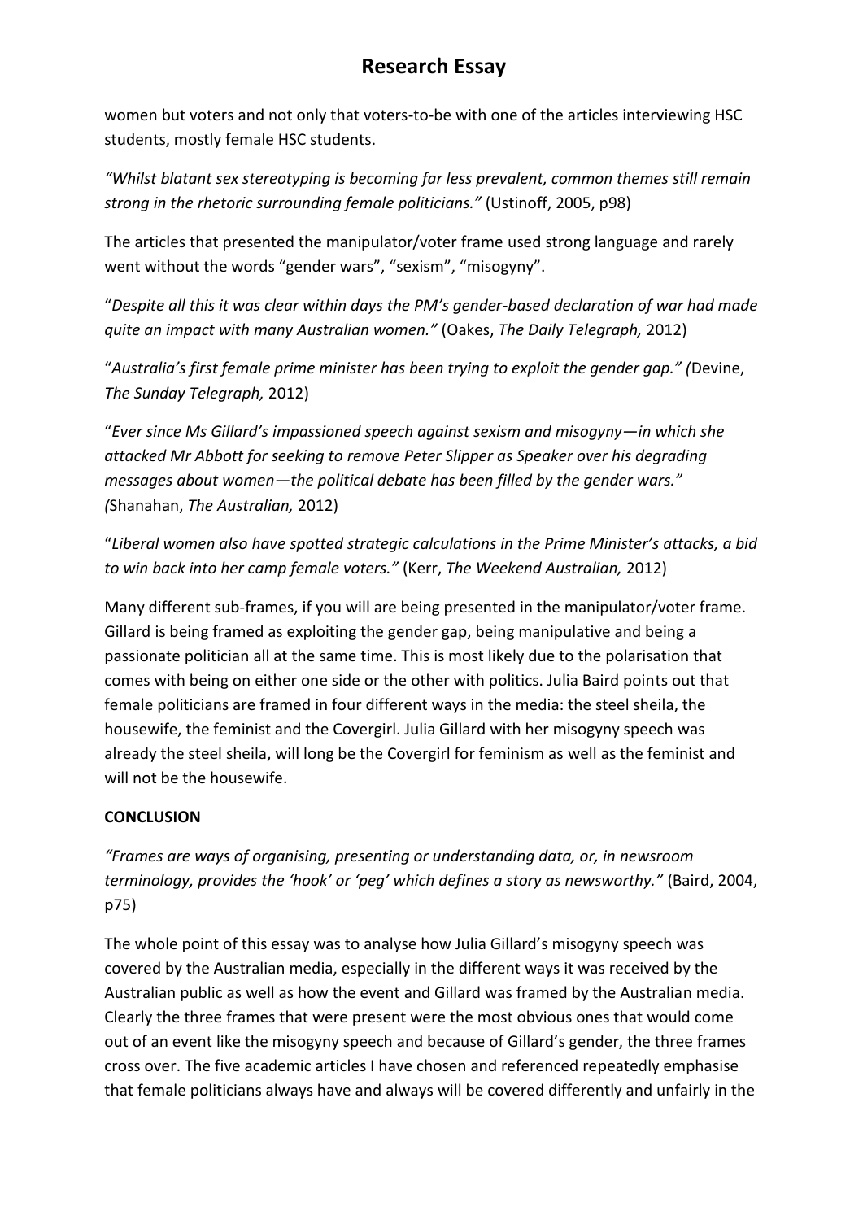women but voters and not only that voters-to-be with one of the articles interviewing HSC students, mostly female HSC students.

*"Whilst blatant sex stereotyping is becoming far less prevalent, common themes still remain strong in the rhetoric surrounding female politicians."* (Ustinoff, 2005, p98)

The articles that presented the manipulator/voter frame used strong language and rarely went without the words "gender wars", "sexism", "misogyny".

"*Despite all this it was clear within days the PM's gender-based declaration of war had made quite an impact with many Australian women."* (Oakes, *The Daily Telegraph,* 2012)

"*Australia's first female prime minister has been trying to exploit the gender gap." (*Devine, *The Sunday Telegraph,* 2012)

"*Ever since Ms Gillard's impassioned speech against sexism and misogyny—in which she attacked Mr Abbott for seeking to remove Peter Slipper as Speaker over his degrading messages about women—the political debate has been filled by the gender wars." (*Shanahan, *The Australian,* 2012)

"*Liberal women also have spotted strategic calculations in the Prime Minister's attacks, a bid to win back into her camp female voters."* (Kerr, *The Weekend Australian,* 2012)

Many different sub-frames, if you will are being presented in the manipulator/voter frame. Gillard is being framed as exploiting the gender gap, being manipulative and being a passionate politician all at the same time. This is most likely due to the polarisation that comes with being on either one side or the other with politics. Julia Baird points out that female politicians are framed in four different ways in the media: the steel sheila, the housewife, the feminist and the Covergirl. Julia Gillard with her misogyny speech was already the steel sheila, will long be the Covergirl for feminism as well as the feminist and will not be the housewife.

**CONCLUSION**

*"Frames are ways of organising, presenting or understanding data, or, in newsroom terminology, provides the 'hook' or 'peg' which defines a story as newsworthy."* (Baird, 2004, p75)

The whole point of this essay was to analyse how Julia Gillard's misogyny speech was covered by the Australian media, especially in the different ways it was received by the Australian public as well as how the event and Gillard was framed by the Australian media. Clearly the three frames that were present were the most obvious ones that would come out of an event like the misogyny speech and because of Gillard's gender, the three frames cross over. The five academic articles I have chosen and referenced repeatedly emphasise that female politicians always have and always will be covered differently and unfairly in the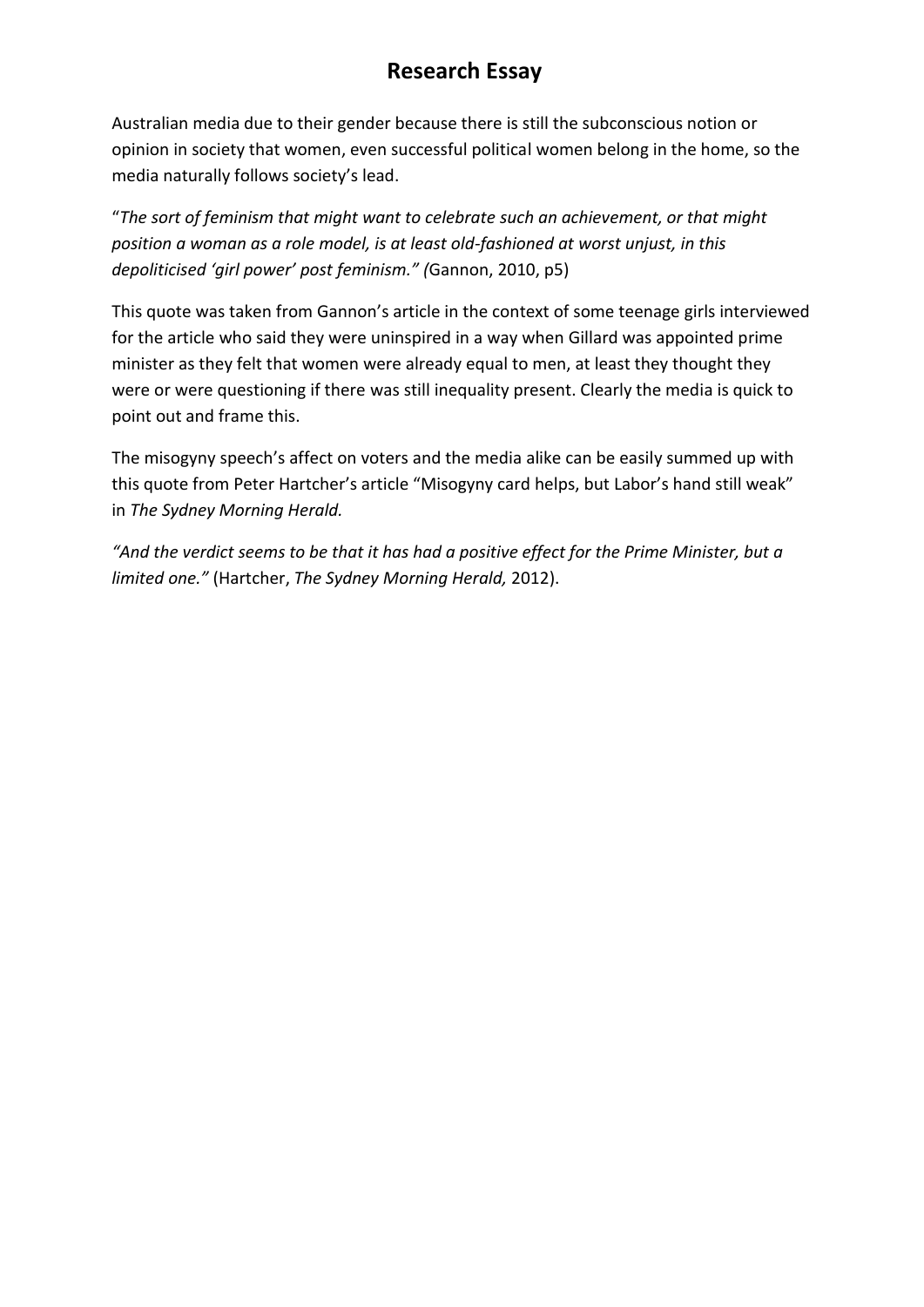# Research Essay

Australian media due to their gender because there is still the subconscious notion or opinion in society that women, even successful political women belong in the home, so the media naturally follows society's lead.

"*The sort of feminism that might want to celebrate such an achievement, or that might position a woman as a role model, is at least old-fashioned at worst unjust, in this depoliticised 'girl power' post feminism." (*Gannon, 2010, p5)

This quote was taken from Gannon's article in the context of some teenage girls interviewed for the article who said they were uninspired in a way when Gillard was appointed prime minister as they felt that women were already equal to men, at least they thought they were or were questioning if there was still inequality present. Clearly the media is quick to point out and frame this.

The misogyny speech's affect on voters and the media alike can be easily summed up with this quote from Peter Hartcher's article "Misogyny card helps, but Labor's hand still weak" in *The Sydney Morning Herald.*

*"And the verdict seems to be that it has had a positive effect for the Prime Minister, but a limited one."* (Hartcher, *The Sydney Morning Herald,* 2012).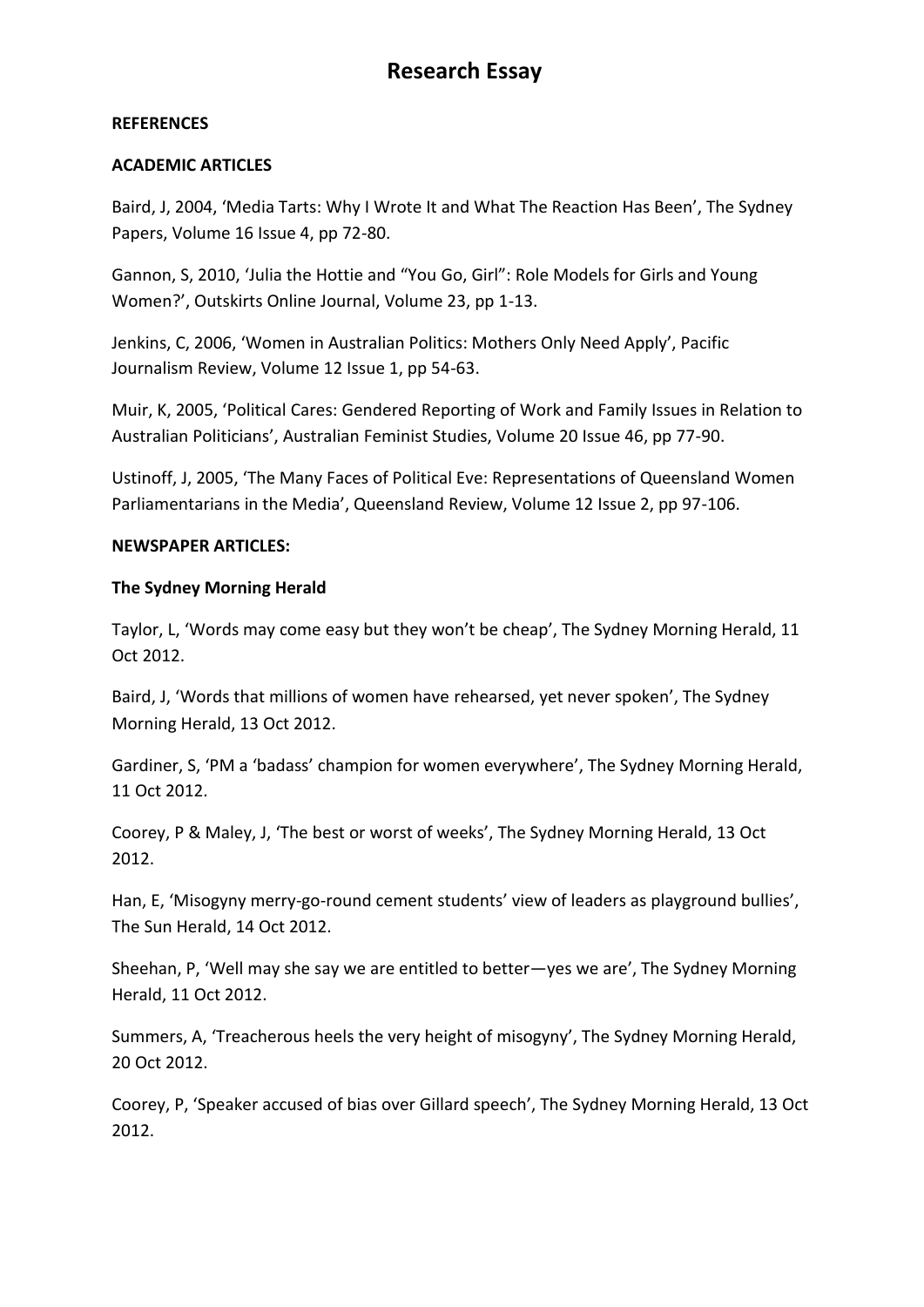# Research Essay

**REFERENCES**

**ACADEMIC ARTICLES**

Baird, J, 2004, 'Media Tarts: Why I Wrote It and What The Reaction Has Been', The Sydney Papers, Volume 16 Issue 4, pp 72-80.

Gannon, S, 2010, 'Julia the Hottie and "You Go, Girl": Role Models for Girls and Young Women?', Outskirts Online Journal, Volume 23, pp 1-13.

Jenkins, C, 2006, 'Women in Australian Politics: Mothers Only Need Apply', Pacific Journalism Review, Volume 12 Issue 1, pp 54-63.

Muir, K, 2005, 'Political Cares: Gendered Reporting of Work and Family Issues in Relation to Australian Politicians', Australian Feminist Studies, Volume 20 Issue 46, pp 77-90.

Ustinoff, J, 2005, 'The Many Faces of Political Eve: Representations of Queensland Women Parliamentarians in the Media', Queensland Review, Volume 12 Issue 2, pp 97-106.

**NEWSPAPER ARTICLES:**

**The Sydney Morning Herald**

Taylor, L, 'Words may come easy but they won't be cheap', The Sydney Morning Herald, 11 Oct 2012.

Baird, J, 'Words that millions of women have rehearsed, yet never spoken', The Sydney Morning Herald, 13 Oct 2012.

Gardiner, S, 'PM a 'badass' champion for women everywhere', The Sydney Morning Herald, 11 Oct 2012.

Coorey, P & Maley, J, 'The best or worst of weeks', The Sydney Morning Herald, 13 Oct 2012.

Han, E, 'Misogyny merry-go-round cement students' view of leaders as playground bullies', The Sun Herald, 14 Oct 2012.

Sheehan, P, 'Well may she say we are entitled to better—yes we are', The Sydney Morning Herald, 11 Oct 2012.

Summers, A, 'Treacherous heels the very height of misogyny', The Sydney Morning Herald, 20 Oct 2012.

Coorey, P, 'Speaker accused of bias over Gillard speech', The Sydney Morning Herald, 13 Oct 2012.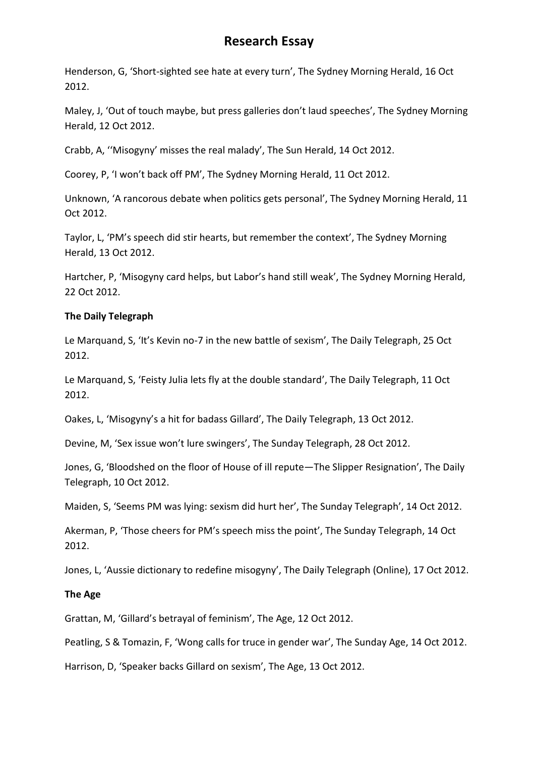Henderson, G, 'Short-sighted see hate at every turn', The Sydney Morning Herald, 16 Oct 2012.

Maley, J, 'Out of touch maybe, but press galleries don't laud speeches', The Sydney Morning Herald, 12 Oct 2012.

Crabb, A, ''Misogyny' misses the real malady', The Sun Herald, 14 Oct 2012.

Coorey, P, 'I won't back off PM', The Sydney Morning Herald, 11 Oct 2012.

Unknown, 'A rancorous debate when politics gets personal', The Sydney Morning Herald, 11 Oct 2012.

Taylor, L, 'PM's speech did stir hearts, but remember the context', The Sydney Morning Herald, 13 Oct 2012.

Hartcher, P, 'Misogyny card helps, but Labor's hand still weak', The Sydney Morning Herald, 22 Oct 2012.

**The Daily Telegraph**

Le Marquand, S, 'It's Kevin no-7 in the new battle of sexism', The Daily Telegraph, 25 Oct 2012.

Le Marquand, S, 'Feisty Julia lets fly at the double standard', The Daily Telegraph, 11 Oct 2012.

Oakes, L, 'Misogyny's a hit for badass Gillard', The Daily Telegraph, 13 Oct 2012.

Devine, M, 'Sex issue won't lure swingers', The Sunday Telegraph, 28 Oct 2012.

Jones, G, 'Bloodshed on the floor of House of ill repute—The Slipper Resignation', The Daily Telegraph, 10 Oct 2012.

Maiden, S, 'Seems PM was lying: sexism did hurt her', The Sunday Telegraph', 14 Oct 2012.

Akerman, P, 'Those cheers for PM's speech miss the point', The Sunday Telegraph, 14 Oct 2012.

Jones, L, 'Aussie dictionary to redefine misogyny', The Daily Telegraph (Online), 17 Oct 2012.

**The Age**

Grattan, M, 'Gillard's betrayal of feminism', The Age, 12 Oct 2012.

Peatling, S & Tomazin, F, 'Wong calls for truce in gender war', The Sunday Age, 14 Oct 2012.

Harrison, D, 'Speaker backs Gillard on sexism', The Age, 13 Oct 2012.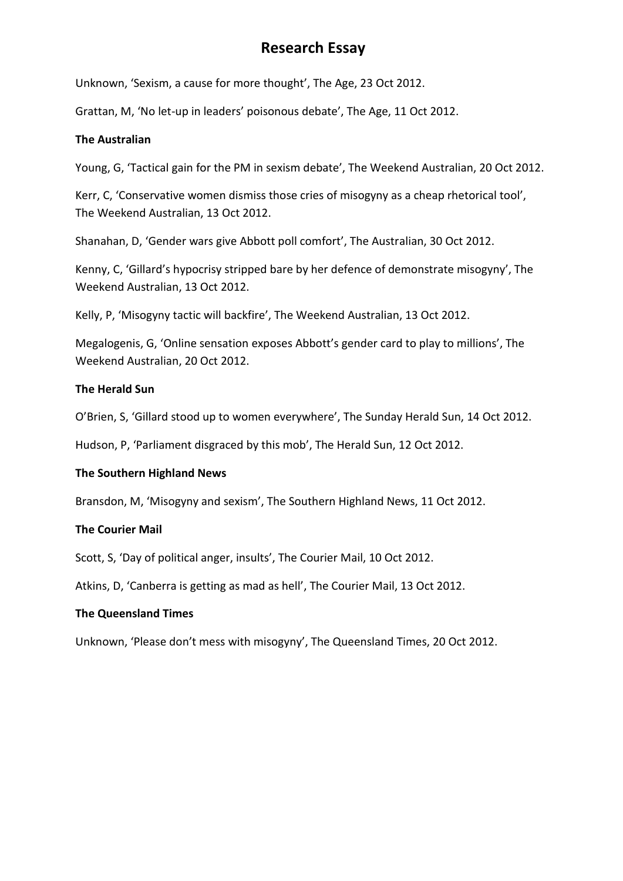# Research Essay

Unknown, 'Sexism, a cause for more thought', The Age, 23 Oct 2012.

Grattan, M, 'No let-up in leaders' poisonous debate', The Age, 11 Oct 2012.

**The Australian**

Young, G, 'Tactical gain for the PM in sexism debate', The Weekend Australian, 20 Oct 2012.

Kerr, C, 'Conservative women dismiss those cries of misogyny as a cheap rhetorical tool', The Weekend Australian, 13 Oct 2012.

Shanahan, D, 'Gender wars give Abbott poll comfort', The Australian, 30 Oct 2012.

Kenny, C, 'Gillard's hypocrisy stripped bare by her defence of demonstrate misogyny', The Weekend Australian, 13 Oct 2012.

Kelly, P, 'Misogyny tactic will backfire', The Weekend Australian, 13 Oct 2012.

Megalogenis, G, 'Online sensation exposes Abbott's gender card to play to millions', The Weekend Australian, 20 Oct 2012.

**The Herald Sun**

O'Brien, S, 'Gillard stood up to women everywhere', The Sunday Herald Sun, 14 Oct 2012.

Hudson, P, 'Parliament disgraced by this mob', The Herald Sun, 12 Oct 2012.

**The Southern Highland News**

Bransdon, M, 'Misogyny and sexism', The Southern Highland News, 11 Oct 2012.

**The Courier Mail**

Scott, S, 'Day of political anger, insults', The Courier Mail, 10 Oct 2012.

Atkins, D, 'Canberra is getting as mad as hell', The Courier Mail, 13 Oct 2012.

**The Queensland Times**

Unknown, 'Please don't mess with misogyny', The Queensland Times, 20 Oct 2012.